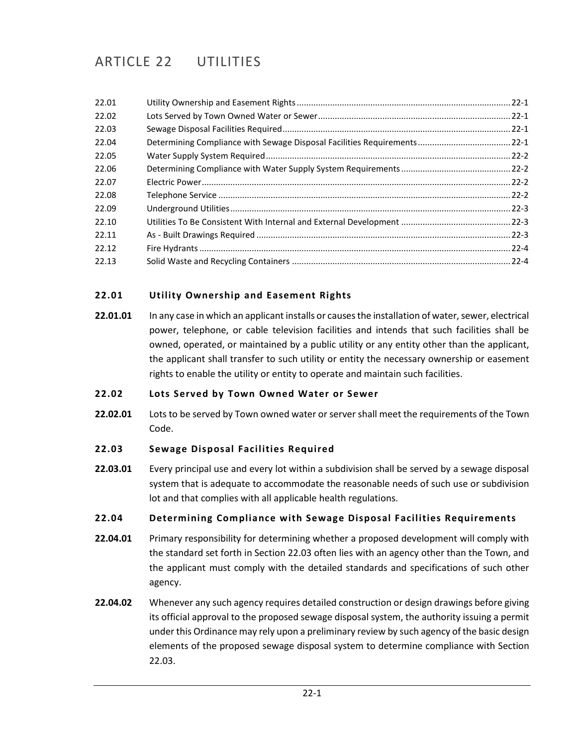# ARTICLE 22 UTILITIES

| | | |
|---|---|---|
| 22.01 | Utility Ownership and Easement Rights | 22-1 |
| 22.02 | Lots Served by Town Owned Water or Sewer | 22-1 |
| 22.03 | Sewage Disposal Facilities Required | 22-1 |
| 22.04 | Determining Compliance with Sewage Disposal Facilities Requirements | 22-1 |
| 22.05 | Water Supply System Required | 22-2 |
| 22.06 | Determining Compliance with Water Supply System Requirements | 22-2 |
| 22.07 | Electric Power | 22-2 |
| 22.08 | Telephone Service | 22-2 |
| 22.09 | Underground Utilities | 22-3 |
| 22.10 | Utilities To Be Consistent With Internal and External Development | 22-3 |
| 22.11 | As - Built Drawings Required | 22-3 |
| 22.12 | Fire Hydrants | 22-4 |
| 22.13 | Solid Waste and Recycling Containers | 22-4 |

## 22.01 Utility Ownership and Easement Rights

**22.01.01** In any case in which an applicant installs or causes the installation of water, sewer, electrical power, telephone, or cable television facilities and intends that such facilities shall be owned, operated, or maintained by a public utility or any entity other than the applicant, the applicant shall transfer to such utility or entity the necessary ownership or easement rights to enable the utility or entity to operate and maintain such facilities.

## 22.02 Lots Served by Town Owned Water or Sewer

**22.02.01** Lots to be served by Town owned water or server shall meet the requirements of the Town Code.

## 22.03 Sewage Disposal Facilities Required

**22.03.01** Every principal use and every lot within a subdivision shall be served by a sewage disposal system that is adequate to accommodate the reasonable needs of such use or subdivision lot and that complies with all applicable health regulations.

## 22.04 Determining Compliance with Sewage Disposal Facilities Requirements

**22.04.01** Primary responsibility for determining whether a proposed development will comply with the standard set forth in Section 22.03 often lies with an agency other than the Town, and the applicant must comply with the detailed standards and specifications of such other agency.

**22.04.02** Whenever any such agency requires detailed construction or design drawings before giving its official approval to the proposed sewage disposal system, the authority issuing a permit under this Ordinance may rely upon a preliminary review by such agency of the basic design elements of the proposed sewage disposal system to determine compliance with Section 22.03.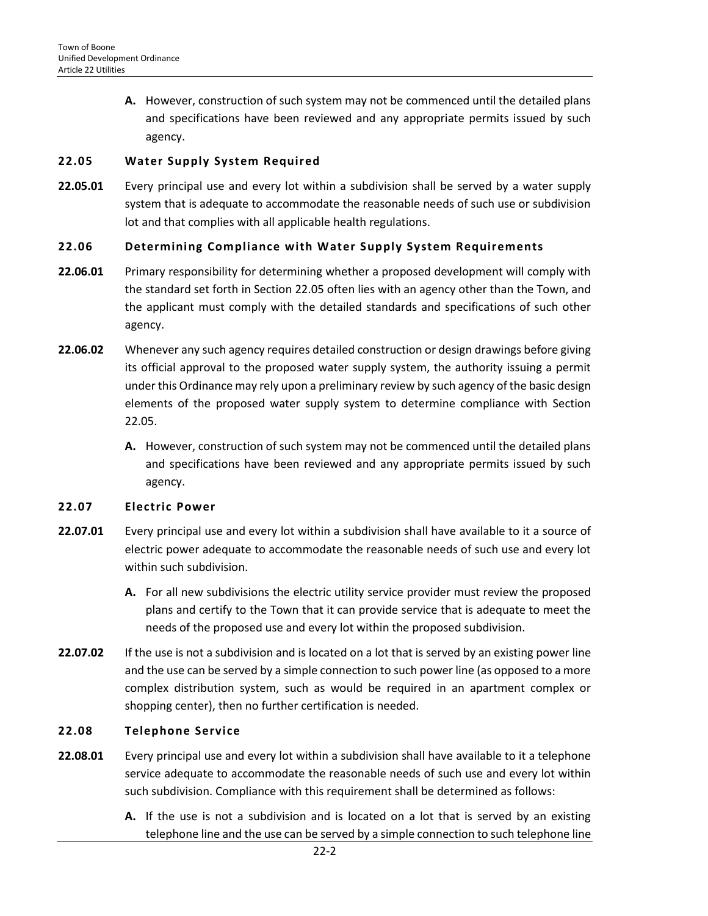**A.** However, construction of such system may not be commenced until the detailed plans and specifications have been reviewed and any appropriate permits issued by such agency.

### 22.05 Water Supply System Required

**22.05.01** Every principal use and every lot within a subdivision shall be served by a water supply system that is adequate to accommodate the reasonable needs of such use or subdivision lot and that complies with all applicable health regulations.

### 22.06 Determining Compliance with Water Supply System Requirements

**22.06.01** Primary responsibility for determining whether a proposed development will comply with the standard set forth in Section 22.05 often lies with an agency other than the Town, and the applicant must comply with the detailed standards and specifications of such other agency.

**22.06.02** Whenever any such agency requires detailed construction or design drawings before giving its official approval to the proposed water supply system, the authority issuing a permit under this Ordinance may rely upon a preliminary review by such agency of the basic design elements of the proposed water supply system to determine compliance with Section 22.05.

**A.** However, construction of such system may not be commenced until the detailed plans and specifications have been reviewed and any appropriate permits issued by such agency.

### 22.07 Electric Power

**22.07.01** Every principal use and every lot within a subdivision shall have available to it a source of electric power adequate to accommodate the reasonable needs of such use and every lot within such subdivision.

**A.** For all new subdivisions the electric utility service provider must review the proposed plans and certify to the Town that it can provide service that is adequate to meet the needs of the proposed use and every lot within the proposed subdivision.

**22.07.02** If the use is not a subdivision and is located on a lot that is served by an existing power line and the use can be served by a simple connection to such power line (as opposed to a more complex distribution system, such as would be required in an apartment complex or shopping center), then no further certification is needed.

### 22.08 Telephone Service

**22.08.01** Every principal use and every lot within a subdivision shall have available to it a telephone service adequate to accommodate the reasonable needs of such use and every lot within such subdivision. Compliance with this requirement shall be determined as follows:

**A.** If the use is not a subdivision and is located on a lot that is served by an existing telephone line and the use can be served by a simple connection to such telephone line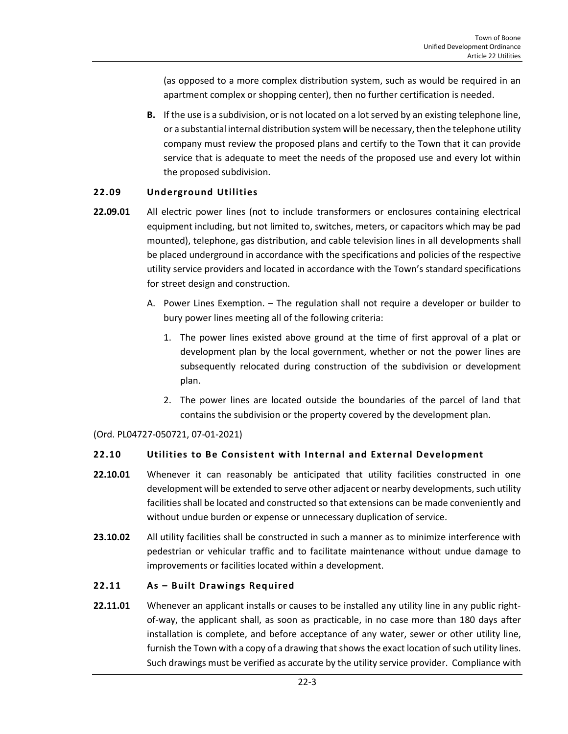(as opposed to a more complex distribution system, such as would be required in an apartment complex or shopping center), then no further certification is needed.

**B.** If the use is a subdivision, or is not located on a lot served by an existing telephone line, or a substantial internal distribution system will be necessary, then the telephone utility company must review the proposed plans and certify to the Town that it can provide service that is adequate to meet the needs of the proposed use and every lot within the proposed subdivision.

### 22.09 Underground Utilities

**22.09.01** All electric power lines (not to include transformers or enclosures containing electrical equipment including, but not limited to, switches, meters, or capacitors which may be pad mounted), telephone, gas distribution, and cable television lines in all developments shall be placed underground in accordance with the specifications and policies of the respective utility service providers and located in accordance with the Town's standard specifications for street design and construction.

A. Power Lines Exemption. – The regulation shall not require a developer or builder to bury power lines meeting all of the following criteria:

1. The power lines existed above ground at the time of first approval of a plat or development plan by the local government, whether or not the power lines are subsequently relocated during construction of the subdivision or development plan.
2. The power lines are located outside the boundaries of the parcel of land that contains the subdivision or the property covered by the development plan.

(Ord. PL04727-050721, 07-01-2021)

### 22.10 Utilities to Be Consistent with Internal and External Development

**22.10.01** Whenever it can reasonably be anticipated that utility facilities constructed in one development will be extended to serve other adjacent or nearby developments, such utility facilities shall be located and constructed so that extensions can be made conveniently and without undue burden or expense or unnecessary duplication of service.

**23.10.02** All utility facilities shall be constructed in such a manner as to minimize interference with pedestrian or vehicular traffic and to facilitate maintenance without undue damage to improvements or facilities located within a development.

### 22.11 As – Built Drawings Required

**22.11.01** Whenever an applicant installs or causes to be installed any utility line in any public right-of-way, the applicant shall, as soon as practicable, in no case more than 180 days after installation is complete, and before acceptance of any water, sewer or other utility line, furnish the Town with a copy of a drawing that shows the exact location of such utility lines. Such drawings must be verified as accurate by the utility service provider. Compliance with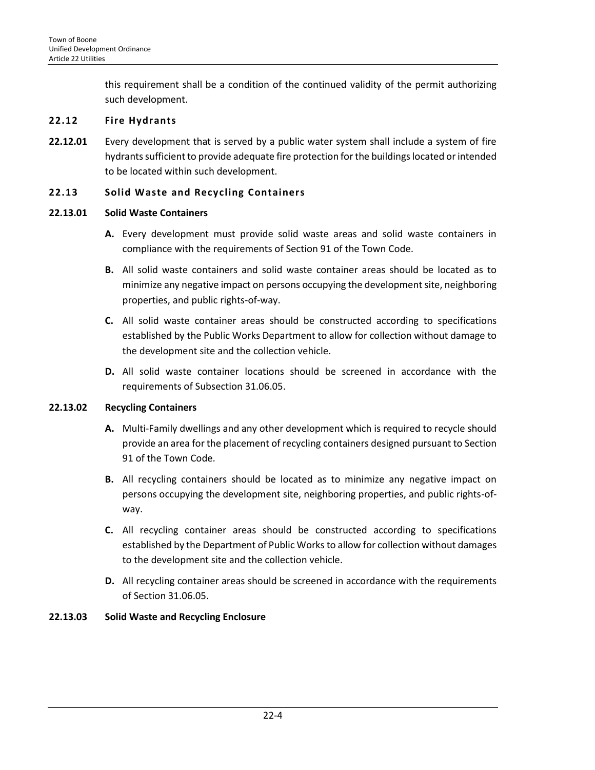this requirement shall be a condition of the continued validity of the permit authorizing such development.

## 22.12 Fire Hydrants

**22.12.01** Every development that is served by a public water system shall include a system of fire hydrants sufficient to provide adequate fire protection for the buildings located or intended to be located within such development.

## 22.13 Solid Waste and Recycling Containers

### 22.13.01 Solid Waste Containers

**A.** Every development must provide solid waste areas and solid waste containers in compliance with the requirements of Section 91 of the Town Code.

**B.** All solid waste containers and solid waste container areas should be located as to minimize any negative impact on persons occupying the development site, neighboring properties, and public rights-of-way.

**C.** All solid waste container areas should be constructed according to specifications established by the Public Works Department to allow for collection without damage to the development site and the collection vehicle.

**D.** All solid waste container locations should be screened in accordance with the requirements of Subsection 31.06.05.

### 22.13.02 Recycling Containers

**A.** Multi-Family dwellings and any other development which is required to recycle should provide an area for the placement of recycling containers designed pursuant to Section 91 of the Town Code.

**B.** All recycling containers should be located as to minimize any negative impact on persons occupying the development site, neighboring properties, and public rights-of-way.

**C.** All recycling container areas should be constructed according to specifications established by the Department of Public Works to allow for collection without damages to the development site and the collection vehicle.

**D.** All recycling container areas should be screened in accordance with the requirements of Section 31.06.05.

### 22.13.03 Solid Waste and Recycling Enclosure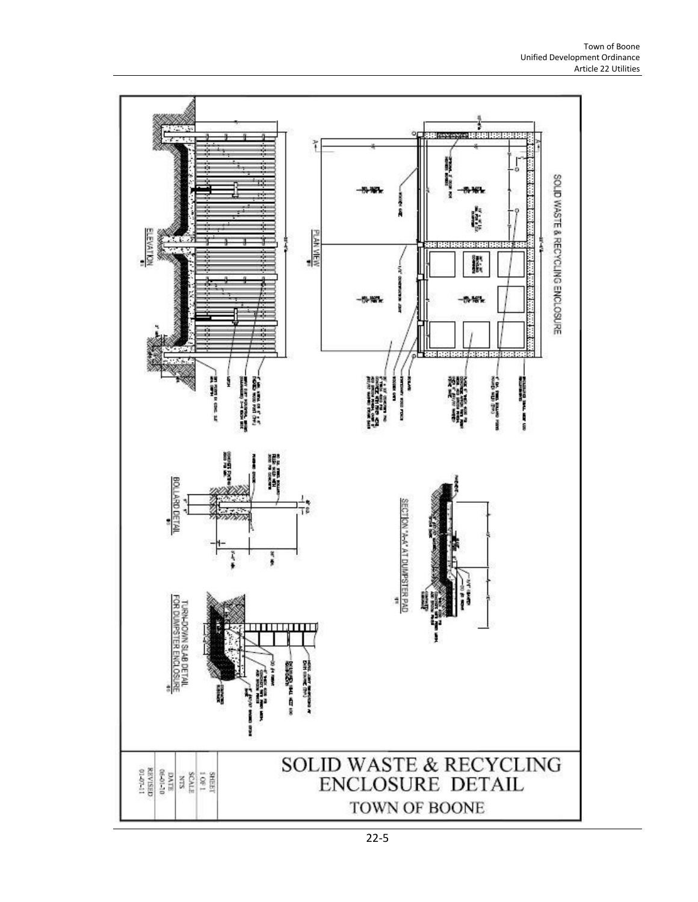SOLID WASTE & RECYCLING ENCLOSURE

PLAN VIEW

ELEVATION

SECTION "A-A" AT DUMPSTER PAD

BOLLARD DETAIL

TURN-DOWN SLAB DETAIL FOR DUMPSTER ENCLOSURE

SOLID WASTE & RECYCLING ENCLOSURE DETAIL

TOWN OF BOONE

SHEET 1 OF 1

SCALE NTS

DATE 06-01-10

REVISED 01-07-11